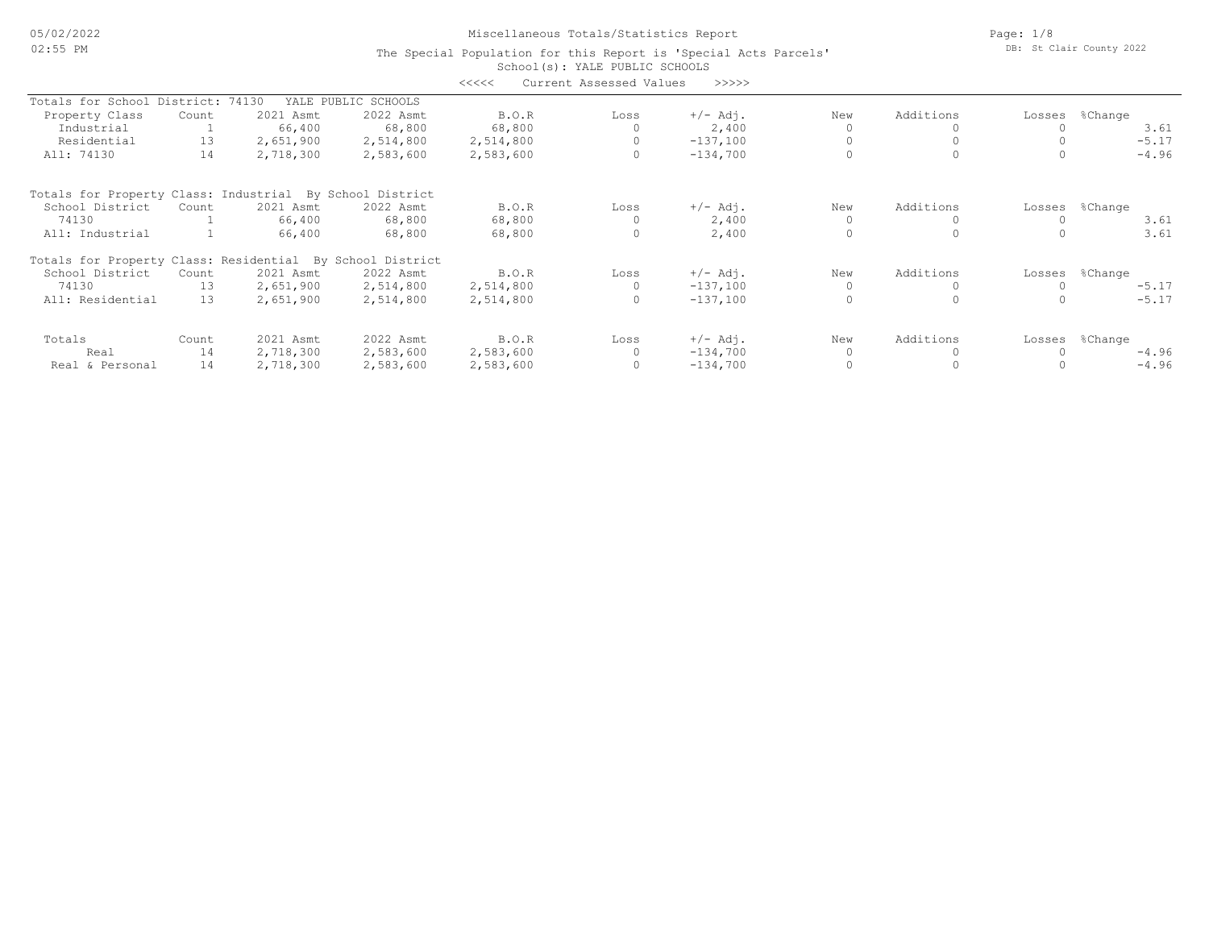# Miscellaneous Totals/Statistics Report

The Special Population for this Report is 'Special Acts Parcels'

School(s): YALE PUBLIC SCHOOLS

<<<<< Current Assessed Values >>>>>

05/02/2022 02:55 PM

DB: St Clair County 2022

**Totals for School District: 74130 YALE PUBLIC SCHOOLS**

| Property Class | Count | 2021 Asmt | 2022 Asmt | B.O.R | Loss | +/- Adj. | New | Additions | Losses | %Change |
|---|---|---|---|---|---|---|---|---|---|---|
| Industrial | 1 | 66,400 | 68,800 | 68,800 | 0 | 2,400 | 0 | 0 | 0 | 3.61 |
| Residential | 13 | 2,651,900 | 2,514,800 | 2,514,800 | 0 | -137,100 | 0 | 0 | 0 | -5.17 |
| All: 74130 | 14 | 2,718,300 | 2,583,600 | 2,583,600 | 0 | -134,700 | 0 | 0 | 0 | -4.96 |

**Totals for Property Class: Industrial By School District**

| School District | Count | 2021 Asmt | 2022 Asmt | B.O.R | Loss | +/- Adj. | New | Additions | Losses | %Change |
|---|---|---|---|---|---|---|---|---|---|---|
| 74130 | 1 | 66,400 | 68,800 | 68,800 | 0 | 2,400 | 0 | 0 | 0 | 3.61 |
| All: Industrial | 1 | 66,400 | 68,800 | 68,800 | 0 | 2,400 | 0 | 0 | 0 | 3.61 |

**Totals for Property Class: Residential By School District**

| School District | Count | 2021 Asmt | 2022 Asmt | B.O.R | Loss | +/- Adj. | New | Additions | Losses | %Change |
|---|---|---|---|---|---|---|---|---|---|---|
| 74130 | 13 | 2,651,900 | 2,514,800 | 2,514,800 | 0 | -137,100 | 0 | 0 | 0 | -5.17 |
| All: Residential | 13 | 2,651,900 | 2,514,800 | 2,514,800 | 0 | -137,100 | 0 | 0 | 0 | -5.17 |

| Totals | Count | 2021 Asmt | 2022 Asmt | B.O.R | Loss | +/- Adj. | New | Additions | Losses | %Change |
|---|---|---|---|---|---|---|---|---|---|---|
| Real | 14 | 2,718,300 | 2,583,600 | 2,583,600 | 0 | -134,700 | 0 | 0 | 0 | -4.96 |
| Real & Personal | 14 | 2,718,300 | 2,583,600 | 2,583,600 | 0 | -134,700 | 0 | 0 | 0 | -4.96 |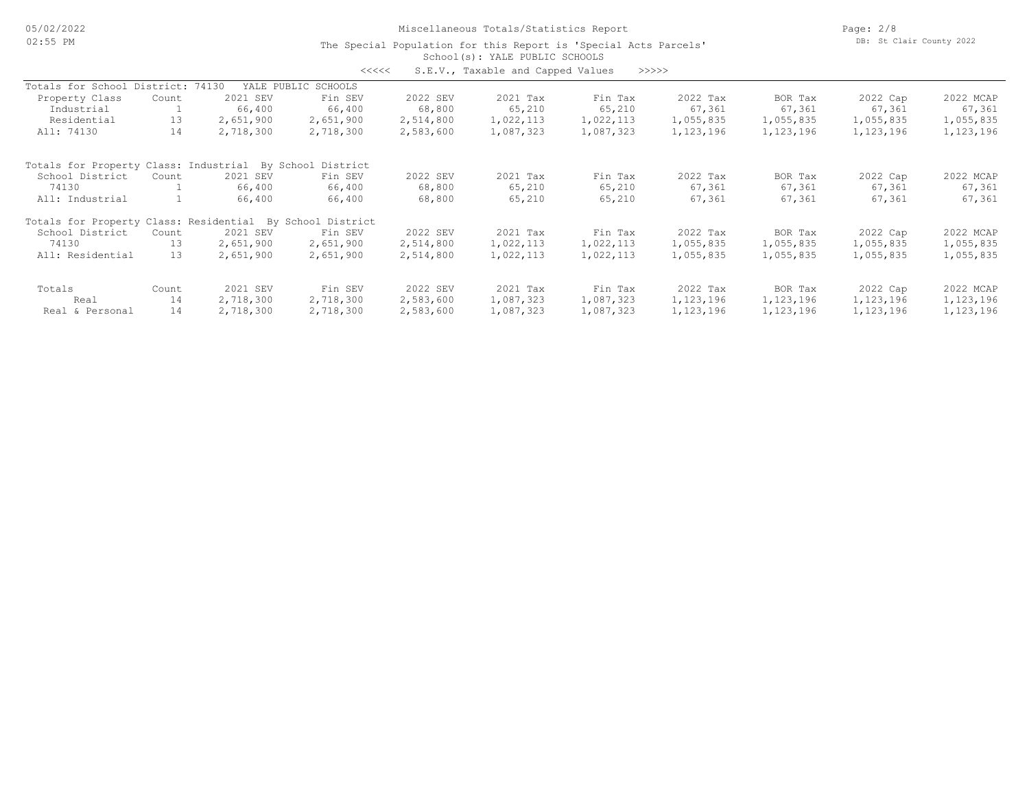# Miscellaneous Totals/Statistics Report

The Special Population for this Report is 'Special Acts Parcels'
School(s): YALE PUBLIC SCHOOLS

<<<<< S.E.V., Taxable and Capped Values >>>>>

**Totals for School District: 74130 YALE PUBLIC SCHOOLS**

| Property Class | Count | 2021 SEV | Fin SEV | 2022 SEV | 2021 Tax | Fin Tax | 2022 Tax | BOR Tax | 2022 Cap | 2022 MCAP |
|---|---|---|---|---|---|---|---|---|---|---|
| Industrial | 1 | 66,400 | 66,400 | 68,800 | 65,210 | 65,210 | 67,361 | 67,361 | 67,361 | 67,361 |
| Residential | 13 | 2,651,900 | 2,651,900 | 2,514,800 | 1,022,113 | 1,022,113 | 1,055,835 | 1,055,835 | 1,055,835 | 1,055,835 |
| All: 74130 | 14 | 2,718,300 | 2,718,300 | 2,583,600 | 1,087,323 | 1,087,323 | 1,123,196 | 1,123,196 | 1,123,196 | 1,123,196 |

**Totals for Property Class: Industrial By School District**

| School District | Count | 2021 SEV | Fin SEV | 2022 SEV | 2021 Tax | Fin Tax | 2022 Tax | BOR Tax | 2022 Cap | 2022 MCAP |
|---|---|---|---|---|---|---|---|---|---|---|
| 74130 | 1 | 66,400 | 66,400 | 68,800 | 65,210 | 65,210 | 67,361 | 67,361 | 67,361 | 67,361 |
| All: Industrial | 1 | 66,400 | 66,400 | 68,800 | 65,210 | 65,210 | 67,361 | 67,361 | 67,361 | 67,361 |

**Totals for Property Class: Residential By School District**

| School District | Count | 2021 SEV | Fin SEV | 2022 SEV | 2021 Tax | Fin Tax | 2022 Tax | BOR Tax | 2022 Cap | 2022 MCAP |
|---|---|---|---|---|---|---|---|---|---|---|
| 74130 | 13 | 2,651,900 | 2,651,900 | 2,514,800 | 1,022,113 | 1,022,113 | 1,055,835 | 1,055,835 | 1,055,835 | 1,055,835 |
| All: Residential | 13 | 2,651,900 | 2,651,900 | 2,514,800 | 1,022,113 | 1,022,113 | 1,055,835 | 1,055,835 | 1,055,835 | 1,055,835 |

| Totals | Count | 2021 SEV | Fin SEV | 2022 SEV | 2021 Tax | Fin Tax | 2022 Tax | BOR Tax | 2022 Cap | 2022 MCAP |
|---|---|---|---|---|---|---|---|---|---|---|
| Real | 14 | 2,718,300 | 2,718,300 | 2,583,600 | 1,087,323 | 1,087,323 | 1,123,196 | 1,123,196 | 1,123,196 | 1,123,196 |
| Real & Personal | 14 | 2,718,300 | 2,718,300 | 2,583,600 | 1,087,323 | 1,087,323 | 1,123,196 | 1,123,196 | 1,123,196 | 1,123,196 |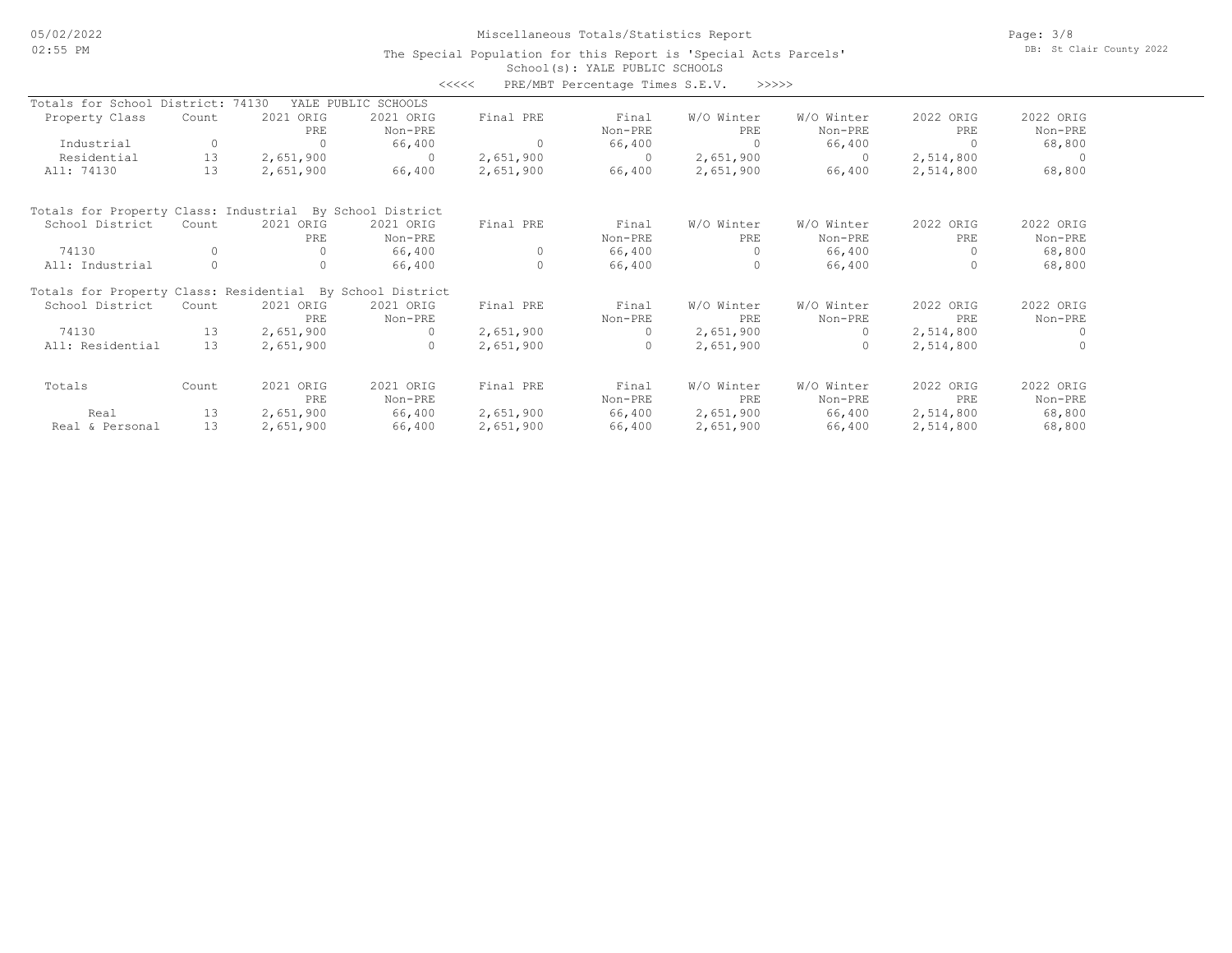Miscellaneous Totals/Statistics Report

The Special Population for this Report is 'Special Acts Parcels'

School(s): YALE PUBLIC SCHOOLS

<<<<< PRE/MBT Percentage Times S.E.V. >>>>>

Totals for School District: 74130 YALE PUBLIC SCHOOLS

| Property Class | Count | 2021 ORIG PRE | 2021 ORIG Non-PRE | Final PRE | Final Non-PRE | W/O Winter PRE | W/O Winter Non-PRE | 2022 ORIG PRE | 2022 ORIG Non-PRE |
|---|---|---|---|---|---|---|---|---|---|
| Industrial | 0 | 0 | 66,400 | 0 | 66,400 | 0 | 66,400 | 0 | 68,800 |
| Residential | 13 | 2,651,900 | 0 | 2,651,900 | 0 | 2,651,900 | 0 | 2,514,800 | 0 |
| All: 74130 | 13 | 2,651,900 | 66,400 | 2,651,900 | 66,400 | 2,651,900 | 66,400 | 2,514,800 | 68,800 |

Totals for Property Class: Industrial By School District

| School District | Count | 2021 ORIG PRE | 2021 ORIG Non-PRE | Final PRE | Final Non-PRE | W/O Winter PRE | W/O Winter Non-PRE | 2022 ORIG PRE | 2022 ORIG Non-PRE |
|---|---|---|---|---|---|---|---|---|---|
| 74130 | 0 | 0 | 66,400 | 0 | 66,400 | 0 | 66,400 | 0 | 68,800 |
| All: Industrial | 0 | 0 | 66,400 | 0 | 66,400 | 0 | 66,400 | 0 | 68,800 |

Totals for Property Class: Residential By School District

| School District | Count | 2021 ORIG PRE | 2021 ORIG Non-PRE | Final PRE | Final Non-PRE | W/O Winter PRE | W/O Winter Non-PRE | 2022 ORIG PRE | 2022 ORIG Non-PRE |
|---|---|---|---|---|---|---|---|---|---|
| 74130 | 13 | 2,651,900 | 0 | 2,651,900 | 0 | 2,651,900 | 0 | 2,514,800 | 0 |
| All: Residential | 13 | 2,651,900 | 0 | 2,651,900 | 0 | 2,651,900 | 0 | 2,514,800 | 0 |

| Totals | Count | 2021 ORIG PRE | 2021 ORIG Non-PRE | Final PRE | Final Non-PRE | W/O Winter PRE | W/O Winter Non-PRE | 2022 ORIG PRE | 2022 ORIG Non-PRE |
|---|---|---|---|---|---|---|---|---|---|
| Real | 13 | 2,651,900 | 66,400 | 2,651,900 | 66,400 | 2,651,900 | 66,400 | 2,514,800 | 68,800 |
| Real & Personal | 13 | 2,651,900 | 66,400 | 2,651,900 | 66,400 | 2,651,900 | 66,400 | 2,514,800 | 68,800 |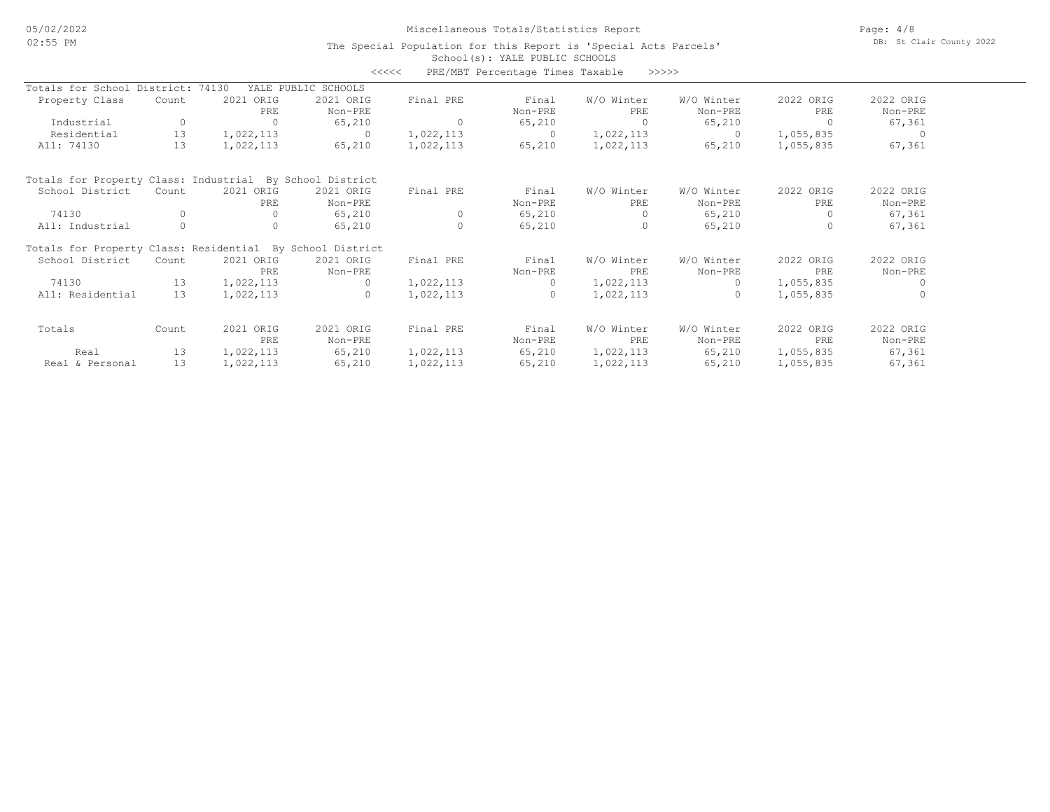Miscellaneous Totals/Statistics Report

The Special Population for this Report is 'Special Acts Parcels'

School(s): YALE PUBLIC SCHOOLS

<<<<< PRE/MBT Percentage Times Taxable >>>>>

Totals for School District: 74130 YALE PUBLIC SCHOOLS

| Property Class | Count | 2021 ORIG PRE | 2021 ORIG Non-PRE | Final PRE | Final Non-PRE | W/O Winter PRE | W/O Winter Non-PRE | 2022 ORIG PRE | 2022 ORIG Non-PRE |
|---|---|---|---|---|---|---|---|---|---|
| Industrial | 0 | 0 | 65,210 | 0 | 65,210 | 0 | 65,210 | 0 | 67,361 |
| Residential | 13 | 1,022,113 | 0 | 1,022,113 | 0 | 1,022,113 | 0 | 1,055,835 | 0 |
| All: 74130 | 13 | 1,022,113 | 65,210 | 1,022,113 | 65,210 | 1,022,113 | 65,210 | 1,055,835 | 67,361 |

Totals for Property Class: Industrial By School District

| School District | Count | 2021 ORIG PRE | 2021 ORIG Non-PRE | Final PRE | Final Non-PRE | W/O Winter PRE | W/O Winter Non-PRE | 2022 ORIG PRE | 2022 ORIG Non-PRE |
|---|---|---|---|---|---|---|---|---|---|
| 74130 | 0 | 0 | 65,210 | 0 | 65,210 | 0 | 65,210 | 0 | 67,361 |
| All: Industrial | 0 | 0 | 65,210 | 0 | 65,210 | 0 | 65,210 | 0 | 67,361 |

Totals for Property Class: Residential By School District

| School District | Count | 2021 ORIG PRE | 2021 ORIG Non-PRE | Final PRE | Final Non-PRE | W/O Winter PRE | W/O Winter Non-PRE | 2022 ORIG PRE | 2022 ORIG Non-PRE |
|---|---|---|---|---|---|---|---|---|---|
| 74130 | 13 | 1,022,113 | 0 | 1,022,113 | 0 | 1,022,113 | 0 | 1,055,835 | 0 |
| All: Residential | 13 | 1,022,113 | 0 | 1,022,113 | 0 | 1,022,113 | 0 | 1,055,835 | 0 |

| Totals | Count | 2021 ORIG PRE | 2021 ORIG Non-PRE | Final PRE | Final Non-PRE | W/O Winter PRE | W/O Winter Non-PRE | 2022 ORIG PRE | 2022 ORIG Non-PRE |
|---|---|---|---|---|---|---|---|---|---|
| Real | 13 | 1,022,113 | 65,210 | 1,022,113 | 65,210 | 1,022,113 | 65,210 | 1,055,835 | 67,361 |
| Real & Personal | 13 | 1,022,113 | 65,210 | 1,022,113 | 65,210 | 1,022,113 | 65,210 | 1,055,835 | 67,361 |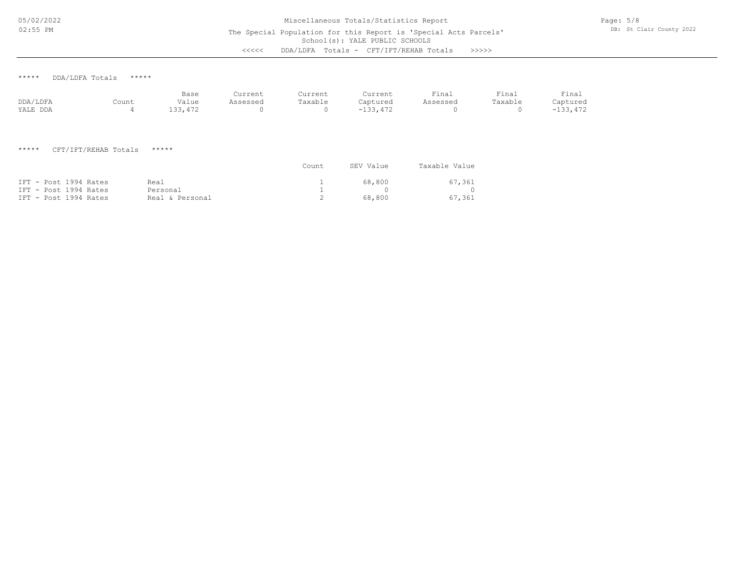Miscellaneous Totals/Statistics Report

The Special Population for this Report is 'Special Acts Parcels'

School(s): YALE PUBLIC SCHOOLS

<<<<< DDA/LDFA Totals - CFT/IFT/REHAB Totals >>>>>

***** DDA/LDFA Totals *****

| DDA/LDFA | Count | Base Value | Current Assessed | Current Taxable | Current Captured | Final Assessed | Final Taxable | Final Captured |
|---|---|---|---|---|---|---|---|---|
| YALE DDA | 4 | 133,472 | 0 | 0 | -133,472 | 0 | 0 | -133,472 |

***** CFT/IFT/REHAB Totals *****

| | | Count | SEV Value | Taxable Value |
|---|---|---|---|---|
| IFT - Post 1994 Rates | Real | 1 | 68,800 | 67,361 |
| IFT - Post 1994 Rates | Personal | 1 | 0 | 0 |
| IFT - Post 1994 Rates | Real & Personal | 2 | 68,800 | 67,361 |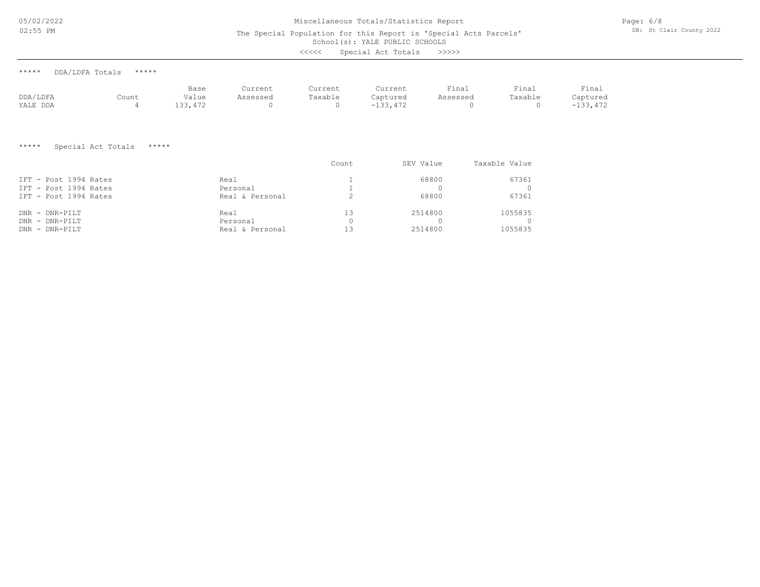Miscellaneous Totals/Statistics Report

The Special Population for this Report is 'Special Acts Parcels'

School(s): YALE PUBLIC SCHOOLS

<<<<< Special Act Totals >>>>>

***** DDA/LDFA Totals *****

| DDA/LDFA | Count | Base Value | Current Assessed | Current Taxable | Current Captured | Final Assessed | Final Taxable | Final Captured |
|---|---|---|---|---|---|---|---|---|
| YALE DDA | 4 | 133,472 | 0 | 0 | -133,472 | 0 | 0 | -133,472 |

***** Special Act Totals *****

| | | Count | SEV Value | Taxable Value |
|---|---|---|---|---|
| IFT - Post 1994 Rates | Real | 1 | 68800 | 67361 |
| IFT - Post 1994 Rates | Personal | 1 | 0 | 0 |
| IFT - Post 1994 Rates | Real & Personal | 2 | 68800 | 67361 |
| DNR - DNR-PILT | Real | 13 | 2514800 | 1055835 |
| DNR - DNR-PILT | Personal | 0 | 0 | 0 |
| DNR - DNR-PILT | Real & Personal | 13 | 2514800 | 1055835 |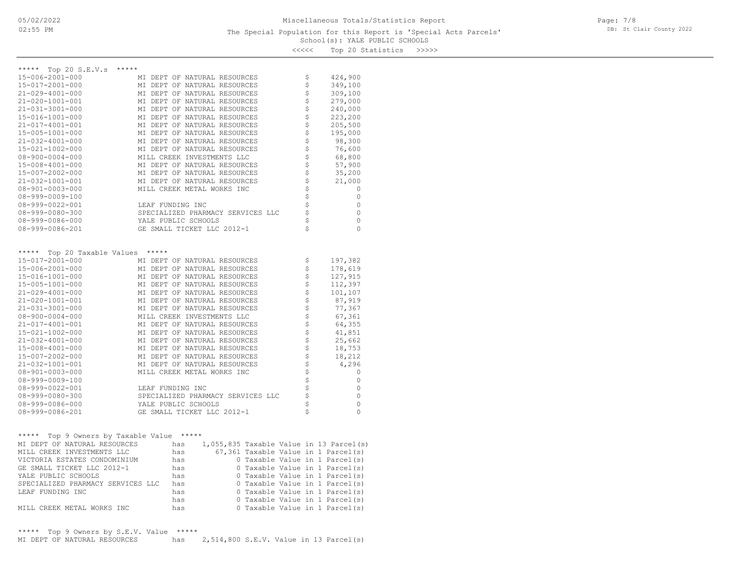Miscellaneous Totals/Statistics Report

The Special Population for this Report is 'Special Acts Parcels'

School(s): YALE PUBLIC SCHOOLS

<<<<< Top 20 Statistics >>>>>

##### Top 20 S.E.V.s

| Parcel | Owner | | Value |
|---|---|---|---|
| 15-006-2001-000 | MI DEPT OF NATURAL RESOURCES | $ | 424,900 |
| 15-017-2001-000 | MI DEPT OF NATURAL RESOURCES | $ | 349,100 |
| 21-029-4001-000 | MI DEPT OF NATURAL RESOURCES | $ | 309,100 |
| 21-020-1001-001 | MI DEPT OF NATURAL RESOURCES | $ | 279,000 |
| 21-031-3001-000 | MI DEPT OF NATURAL RESOURCES | $ | 240,000 |
| 15-016-1001-000 | MI DEPT OF NATURAL RESOURCES | $ | 223,200 |
| 21-017-4001-001 | MI DEPT OF NATURAL RESOURCES | $ | 205,500 |
| 15-005-1001-000 | MI DEPT OF NATURAL RESOURCES | $ | 195,000 |
| 21-032-4001-000 | MI DEPT OF NATURAL RESOURCES | $ | 98,300 |
| 15-021-1002-000 | MI DEPT OF NATURAL RESOURCES | $ | 76,600 |
| 08-900-0004-000 | MILL CREEK INVESTMENTS LLC | $ | 68,800 |
| 15-008-4001-000 | MI DEPT OF NATURAL RESOURCES | $ | 57,900 |
| 15-007-2002-000 | MI DEPT OF NATURAL RESOURCES | $ | 35,200 |
| 21-032-1001-001 | MI DEPT OF NATURAL RESOURCES | $ | 21,000 |
| 08-901-0003-000 | MILL CREEK METAL WORKS INC | $ | 0 |
| 08-999-0009-100 | | $ | 0 |
| 08-999-0022-001 | LEAF FUNDING INC | $ | 0 |
| 08-999-0080-300 | SPECIALIZED PHARMACY SERVICES LLC | $ | 0 |
| 08-999-0086-000 | YALE PUBLIC SCHOOLS | $ | 0 |
| 08-999-0086-201 | GE SMALL TICKET LLC 2012-1 | $ | 0 |

##### Top 20 Taxable Values

| Parcel | Owner | | Value |
|---|---|---|---|
| 15-017-2001-000 | MI DEPT OF NATURAL RESOURCES | $ | 197,382 |
| 15-006-2001-000 | MI DEPT OF NATURAL RESOURCES | $ | 178,619 |
| 15-016-1001-000 | MI DEPT OF NATURAL RESOURCES | $ | 127,915 |
| 15-005-1001-000 | MI DEPT OF NATURAL RESOURCES | $ | 112,397 |
| 21-029-4001-000 | MI DEPT OF NATURAL RESOURCES | $ | 101,107 |
| 21-020-1001-001 | MI DEPT OF NATURAL RESOURCES | $ | 87,919 |
| 21-031-3001-000 | MI DEPT OF NATURAL RESOURCES | $ | 77,367 |
| 08-900-0004-000 | MILL CREEK INVESTMENTS LLC | $ | 67,361 |
| 21-017-4001-001 | MI DEPT OF NATURAL RESOURCES | $ | 64,355 |
| 15-021-1002-000 | MI DEPT OF NATURAL RESOURCES | $ | 41,851 |
| 21-032-4001-000 | MI DEPT OF NATURAL RESOURCES | $ | 25,662 |
| 15-008-4001-000 | MI DEPT OF NATURAL RESOURCES | $ | 18,753 |
| 15-007-2002-000 | MI DEPT OF NATURAL RESOURCES | $ | 18,212 |
| 21-032-1001-001 | MI DEPT OF NATURAL RESOURCES | $ | 4,296 |
| 08-901-0003-000 | MILL CREEK METAL WORKS INC | $ | 0 |
| 08-999-0009-100 | | $ | 0 |
| 08-999-0022-001 | LEAF FUNDING INC | $ | 0 |
| 08-999-0080-300 | SPECIALIZED PHARMACY SERVICES LLC | $ | 0 |
| 08-999-0086-000 | YALE PUBLIC SCHOOLS | $ | 0 |
| 08-999-0086-201 | GE SMALL TICKET LLC 2012-1 | $ | 0 |

##### Top 9 Owners by Taxable Value

| Owner | | Taxable Value | |
|---|---|---|---|
| MI DEPT OF NATURAL RESOURCES | has | 1,055,835 | Taxable Value in 13 Parcel(s) |
| MILL CREEK INVESTMENTS LLC | has | 67,361 | Taxable Value in 1 Parcel(s) |
| VICTORIA ESTATES CONDOMINIUM | has | 0 | Taxable Value in 1 Parcel(s) |
| GE SMALL TICKET LLC 2012-1 | has | 0 | Taxable Value in 1 Parcel(s) |
| YALE PUBLIC SCHOOLS | has | 0 | Taxable Value in 1 Parcel(s) |
| SPECIALIZED PHARMACY SERVICES LLC | has | 0 | Taxable Value in 1 Parcel(s) |
| LEAF FUNDING INC | has | 0 | Taxable Value in 1 Parcel(s) |
| | has | 0 | Taxable Value in 1 Parcel(s) |
| MILL CREEK METAL WORKS INC | has | 0 | Taxable Value in 1 Parcel(s) |

##### Top 9 Owners by S.E.V. Value

| Owner | | S.E.V. Value | |
|---|---|---|---|
| MI DEPT OF NATURAL RESOURCES | has | 2,514,800 | S.E.V. Value in 13 Parcel(s) |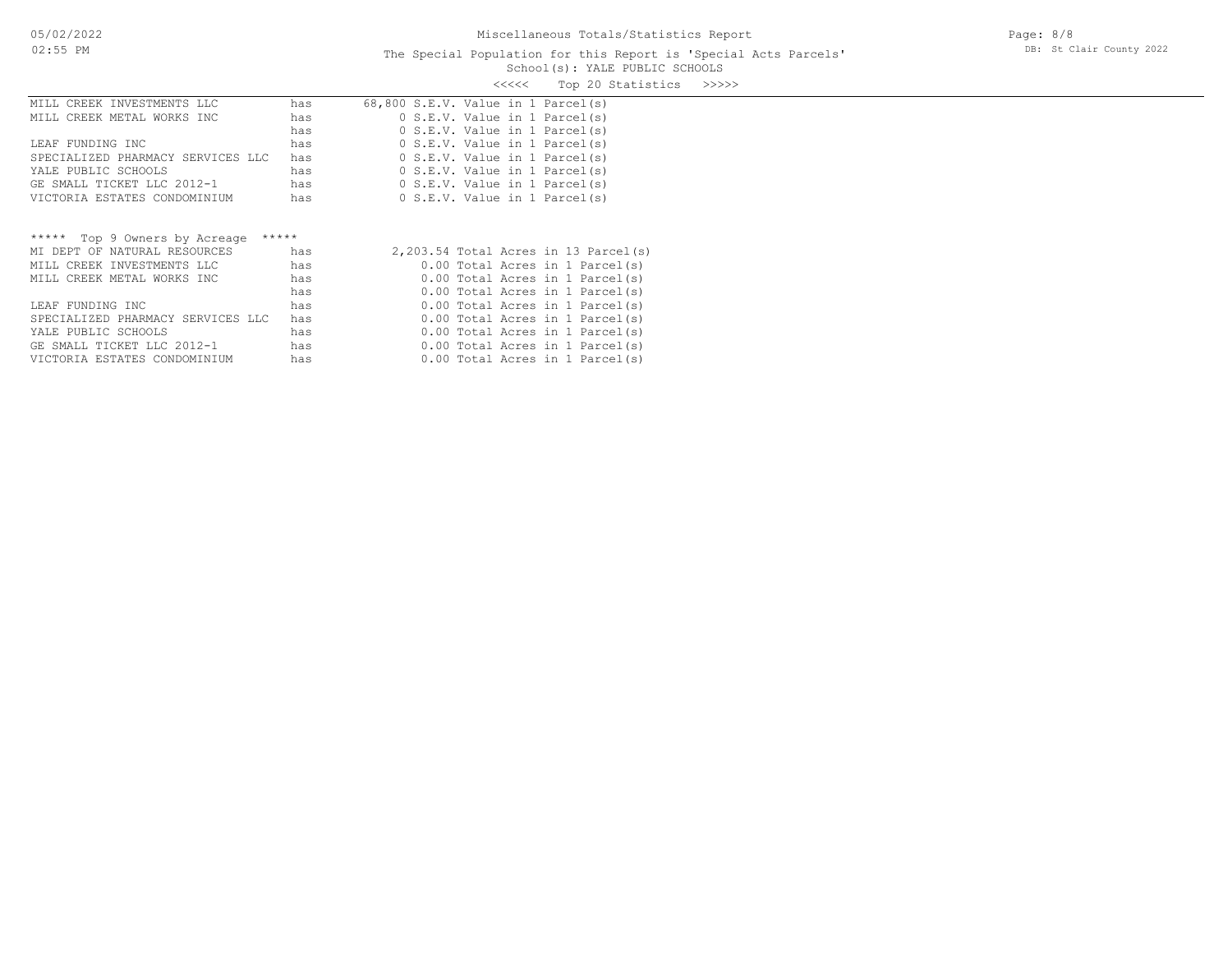Miscellaneous Totals/Statistics Report

The Special Population for this Report is 'Special Acts Parcels'

School(s): YALE PUBLIC SCHOOLS

<<<<< Top 20 Statistics >>>>>

| | | |
|---|---|---|
| MILL CREEK INVESTMENTS LLC | has | 68,800 S.E.V. Value in 1 Parcel(s) |
| MILL CREEK METAL WORKS INC | has | 0 S.E.V. Value in 1 Parcel(s) |
| | has | 0 S.E.V. Value in 1 Parcel(s) |
| LEAF FUNDING INC | has | 0 S.E.V. Value in 1 Parcel(s) |
| SPECIALIZED PHARMACY SERVICES LLC | has | 0 S.E.V. Value in 1 Parcel(s) |
| YALE PUBLIC SCHOOLS | has | 0 S.E.V. Value in 1 Parcel(s) |
| GE SMALL TICKET LLC 2012-1 | has | 0 S.E.V. Value in 1 Parcel(s) |
| VICTORIA ESTATES CONDOMINIUM | has | 0 S.E.V. Value in 1 Parcel(s) |

***** Top 9 Owners by Acreage *****

| | | |
|---|---|---|
| MI DEPT OF NATURAL RESOURCES | has | 2,203.54 Total Acres in 13 Parcel(s) |
| MILL CREEK INVESTMENTS LLC | has | 0.00 Total Acres in 1 Parcel(s) |
| MILL CREEK METAL WORKS INC | has | 0.00 Total Acres in 1 Parcel(s) |
| | has | 0.00 Total Acres in 1 Parcel(s) |
| LEAF FUNDING INC | has | 0.00 Total Acres in 1 Parcel(s) |
| SPECIALIZED PHARMACY SERVICES LLC | has | 0.00 Total Acres in 1 Parcel(s) |
| YALE PUBLIC SCHOOLS | has | 0.00 Total Acres in 1 Parcel(s) |
| GE SMALL TICKET LLC 2012-1 | has | 0.00 Total Acres in 1 Parcel(s) |
| VICTORIA ESTATES CONDOMINIUM | has | 0.00 Total Acres in 1 Parcel(s) |